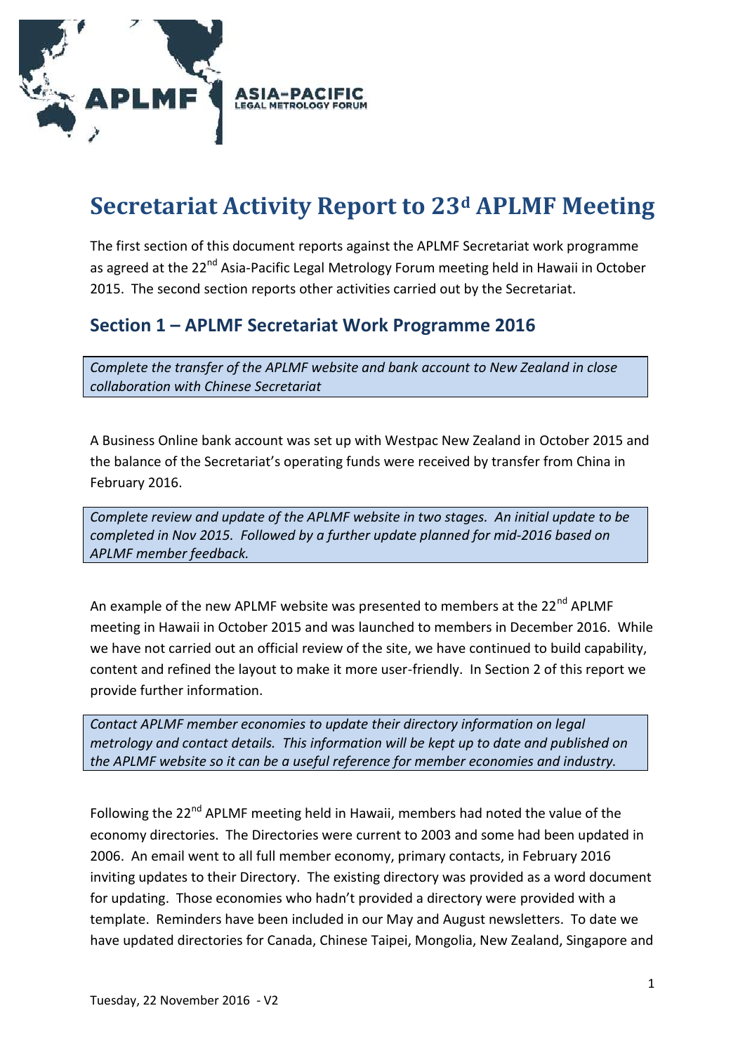# Secretariat Activity Report to 23d APLMF Meeting

The first section of this document reports against the APLMF Secretariat work programme as agreed at the 22nd Asia-Pacific Legal Metrology Forum meeting held in Hawaii in October 2015. The second section reports other activities carried out by the Secretariat.

## Section 1 – APLMF Secretariat Work Programme 2016

*Complete the transfer of the APLMF website and bank account to New Zealand in close collaboration with Chinese Secretariat*

A Business Online bank account was set up with Westpac New Zealand in October 2015 and the balance of the Secretariat's operating funds were received by transfer from China in February 2016.

*Complete review and update of the APLMF website in two stages. An initial update to be completed in Nov 2015. Followed by a further update planned for mid-2016 based on APLMF member feedback.*

An example of the new APLMF website was presented to members at the 22nd APLMF meeting in Hawaii in October 2015 and was launched to members in December 2016. While we have not carried out an official review of the site, we have continued to build capability, content and refined the layout to make it more user-friendly. In Section 2 of this report we provide further information.

*Contact APLMF member economies to update their directory information on legal metrology and contact details. This information will be kept up to date and published on the APLMF website so it can be a useful reference for member economies and industry.*

Following the 22nd APLMF meeting held in Hawaii, members had noted the value of the economy directories. The Directories were current to 2003 and some had been updated in 2006. An email went to all full member economy, primary contacts, in February 2016 inviting updates to their Directory. The existing directory was provided as a word document for updating. Those economies who hadn't provided a directory were provided with a template. Reminders have been included in our May and August newsletters. To date we have updated directories for Canada, Chinese Taipei, Mongolia, New Zealand, Singapore and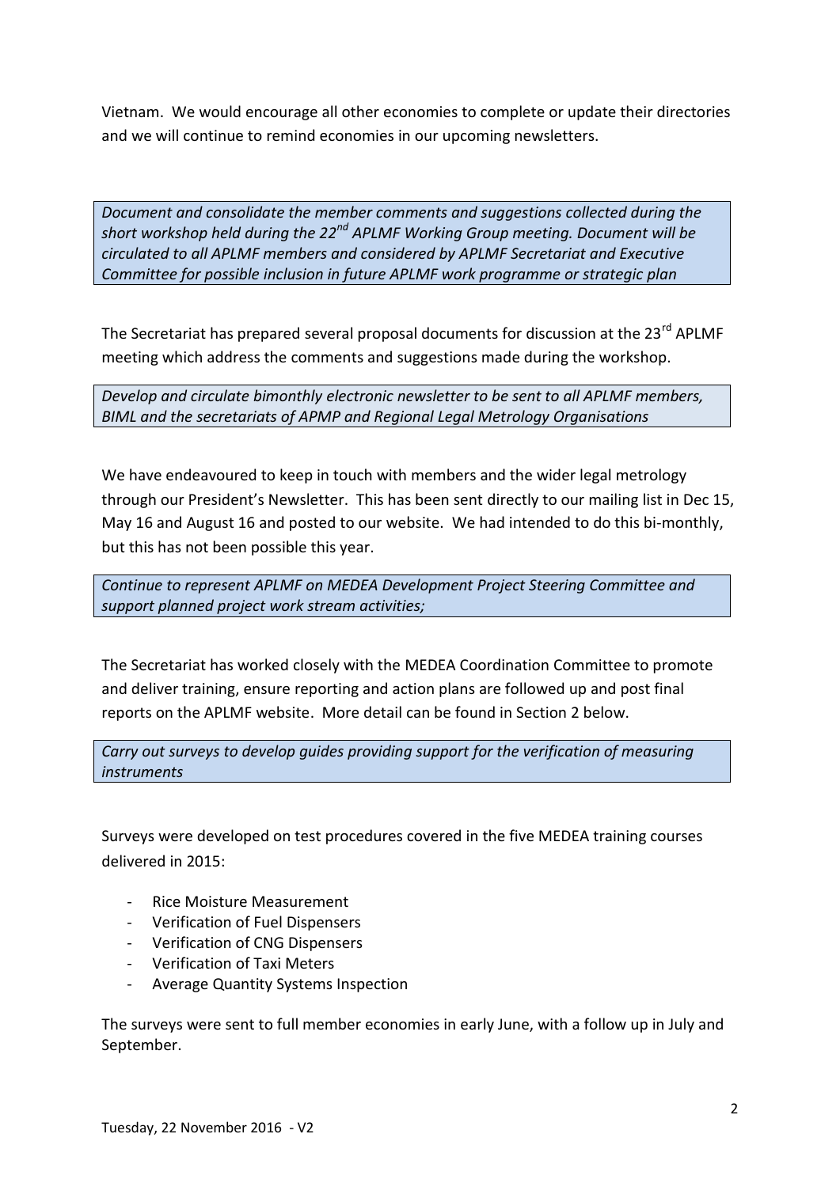Vietnam. We would encourage all other economies to complete or update their directories and we will continue to remind economies in our upcoming newsletters.

*Document and consolidate the member comments and suggestions collected during the short workshop held during the 22nd APLMF Working Group meeting. Document will be circulated to all APLMF members and considered by APLMF Secretariat and Executive Committee for possible inclusion in future APLMF work programme or strategic plan*

The Secretariat has prepared several proposal documents for discussion at the 23rd APLMF meeting which address the comments and suggestions made during the workshop.

*Develop and circulate bimonthly electronic newsletter to be sent to all APLMF members, BIML and the secretariats of APMP and Regional Legal Metrology Organisations*

We have endeavoured to keep in touch with members and the wider legal metrology through our President's Newsletter. This has been sent directly to our mailing list in Dec 15, May 16 and August 16 and posted to our website. We had intended to do this bi-monthly, but this has not been possible this year.

*Continue to represent APLMF on MEDEA Development Project Steering Committee and support planned project work stream activities;*

The Secretariat has worked closely with the MEDEA Coordination Committee to promote and deliver training, ensure reporting and action plans are followed up and post final reports on the APLMF website. More detail can be found in Section 2 below.

*Carry out surveys to develop guides providing support for the verification of measuring instruments*

Surveys were developed on test procedures covered in the five MEDEA training courses delivered in 2015:

- Rice Moisture Measurement
- Verification of Fuel Dispensers
- Verification of CNG Dispensers
- Verification of Taxi Meters
- Average Quantity Systems Inspection

The surveys were sent to full member economies in early June, with a follow up in July and September.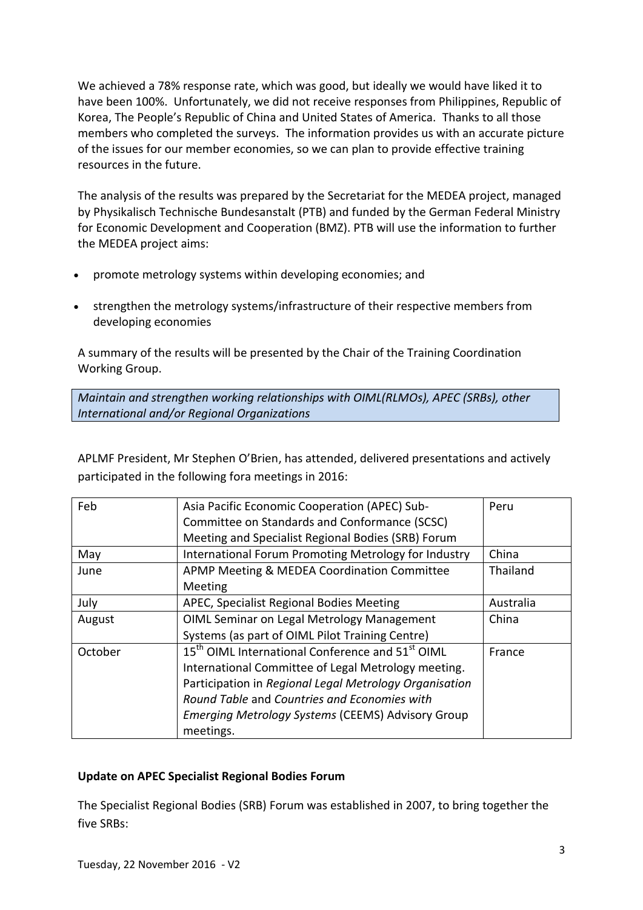We achieved a 78% response rate, which was good, but ideally we would have liked it to have been 100%. Unfortunately, we did not receive responses from Philippines, Republic of Korea, The People's Republic of China and United States of America. Thanks to all those members who completed the surveys. The information provides us with an accurate picture of the issues for our member economies, so we can plan to provide effective training resources in the future.

The analysis of the results was prepared by the Secretariat for the MEDEA project, managed by Physikalisch Technische Bundesanstalt (PTB) and funded by the German Federal Ministry for Economic Development and Cooperation (BMZ). PTB will use the information to further the MEDEA project aims:

- promote metrology systems within developing economies; and
- strengthen the metrology systems/infrastructure of their respective members from developing economies

A summary of the results will be presented by the Chair of the Training Coordination Working Group.

*Maintain and strengthen working relationships with OIML(RLMOs), APEC (SRBs), other International and/or Regional Organizations*

APLMF President, Mr Stephen O'Brien, has attended, delivered presentations and actively participated in the following fora meetings in 2016:

| | | |
|---|---|---|
| Feb | Asia Pacific Economic Cooperation (APEC) Sub-Committee on Standards and Conformance (SCSC) Meeting and Specialist Regional Bodies (SRB) Forum | Peru |
| May | International Forum Promoting Metrology for Industry | China |
| June | APMP Meeting & MEDEA Coordination Committee Meeting | Thailand |
| July | APEC, Specialist Regional Bodies Meeting | Australia |
| August | OIML Seminar on Legal Metrology Management Systems (as part of OIML Pilot Training Centre) | China |
| October | 15th OIML International Conference and 51st OIML International Committee of Legal Metrology meeting. Participation in *Regional Legal Metrology Organisation Round Table* and *Countries and Economies with Emerging Metrology Systems* (CEEMS) Advisory Group meetings. | France |

**Update on APEC Specialist Regional Bodies Forum**

The Specialist Regional Bodies (SRB) Forum was established in 2007, to bring together the five SRBs: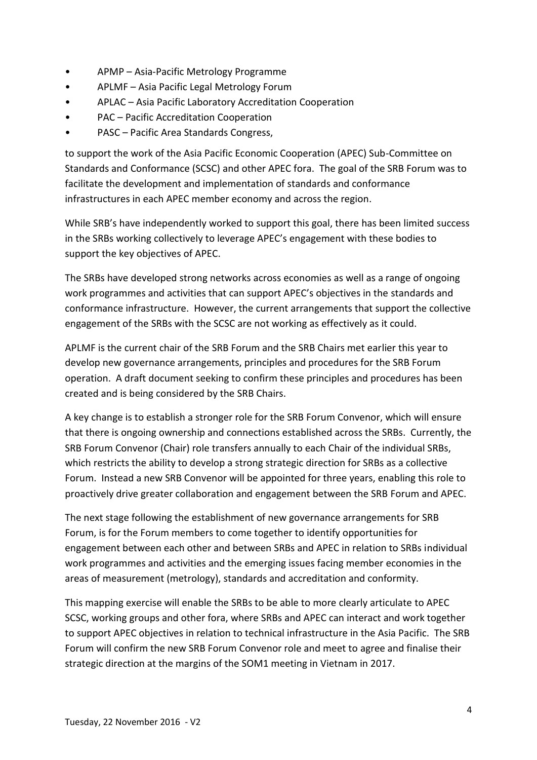- APMP – Asia-Pacific Metrology Programme
- APLMF – Asia Pacific Legal Metrology Forum
- APLAC – Asia Pacific Laboratory Accreditation Cooperation
- PAC – Pacific Accreditation Cooperation
- PASC – Pacific Area Standards Congress,

to support the work of the Asia Pacific Economic Cooperation (APEC) Sub-Committee on Standards and Conformance (SCSC) and other APEC fora. The goal of the SRB Forum was to facilitate the development and implementation of standards and conformance infrastructures in each APEC member economy and across the region.

While SRB's have independently worked to support this goal, there has been limited success in the SRBs working collectively to leverage APEC's engagement with these bodies to support the key objectives of APEC.

The SRBs have developed strong networks across economies as well as a range of ongoing work programmes and activities that can support APEC's objectives in the standards and conformance infrastructure. However, the current arrangements that support the collective engagement of the SRBs with the SCSC are not working as effectively as it could.

APLMF is the current chair of the SRB Forum and the SRB Chairs met earlier this year to develop new governance arrangements, principles and procedures for the SRB Forum operation. A draft document seeking to confirm these principles and procedures has been created and is being considered by the SRB Chairs.

A key change is to establish a stronger role for the SRB Forum Convenor, which will ensure that there is ongoing ownership and connections established across the SRBs. Currently, the SRB Forum Convenor (Chair) role transfers annually to each Chair of the individual SRBs, which restricts the ability to develop a strong strategic direction for SRBs as a collective Forum. Instead a new SRB Convenor will be appointed for three years, enabling this role to proactively drive greater collaboration and engagement between the SRB Forum and APEC.

The next stage following the establishment of new governance arrangements for SRB Forum, is for the Forum members to come together to identify opportunities for engagement between each other and between SRBs and APEC in relation to SRBs individual work programmes and activities and the emerging issues facing member economies in the areas of measurement (metrology), standards and accreditation and conformity.

This mapping exercise will enable the SRBs to be able to more clearly articulate to APEC SCSC, working groups and other fora, where SRBs and APEC can interact and work together to support APEC objectives in relation to technical infrastructure in the Asia Pacific. The SRB Forum will confirm the new SRB Forum Convenor role and meet to agree and finalise their strategic direction at the margins of the SOM1 meeting in Vietnam in 2017.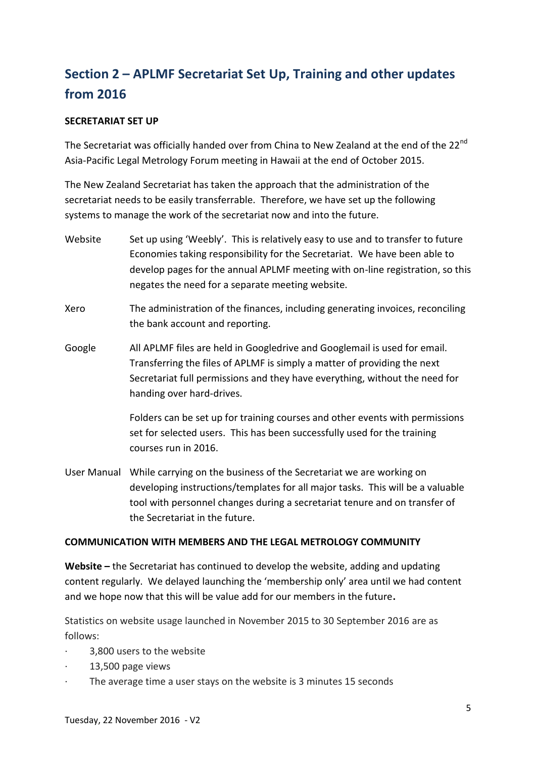## Section 2 – APLMF Secretariat Set Up, Training and other updates from 2016

**SECRETARIAT SET UP**

The Secretariat was officially handed over from China to New Zealand at the end of the 22nd Asia-Pacific Legal Metrology Forum meeting in Hawaii at the end of October 2015.

The New Zealand Secretariat has taken the approach that the administration of the secretariat needs to be easily transferrable. Therefore, we have set up the following systems to manage the work of the secretariat now and into the future.

| | |
|---|---|
| Website | Set up using 'Weebly'. This is relatively easy to use and to transfer to future Economies taking responsibility for the Secretariat. We have been able to develop pages for the annual APLMF meeting with on-line registration, so this negates the need for a separate meeting website. |
| Xero | The administration of the finances, including generating invoices, reconciling the bank account and reporting. |
| Google | All APLMF files are held in Googledrive and Googlemail is used for email. Transferring the files of APLMF is simply a matter of providing the next Secretariat full permissions and they have everything, without the need for handing over hard-drives.<br><br>Folders can be set up for training courses and other events with permissions set for selected users. This has been successfully used for the training courses run in 2016. |
| User Manual | While carrying on the business of the Secretariat we are working on developing instructions/templates for all major tasks. This will be a valuable tool with personnel changes during a secretariat tenure and on transfer of the Secretariat in the future. |

**COMMUNICATION WITH MEMBERS AND THE LEGAL METROLOGY COMMUNITY**

**Website –** the Secretariat has continued to develop the website, adding and updating content regularly. We delayed launching the 'membership only' area until we had content and we hope now that this will be value add for our members in the future**.**

Statistics on website usage launched in November 2015 to 30 September 2016 are as follows:

- 3,800 users to the website
- 13,500 page views
- The average time a user stays on the website is 3 minutes 15 seconds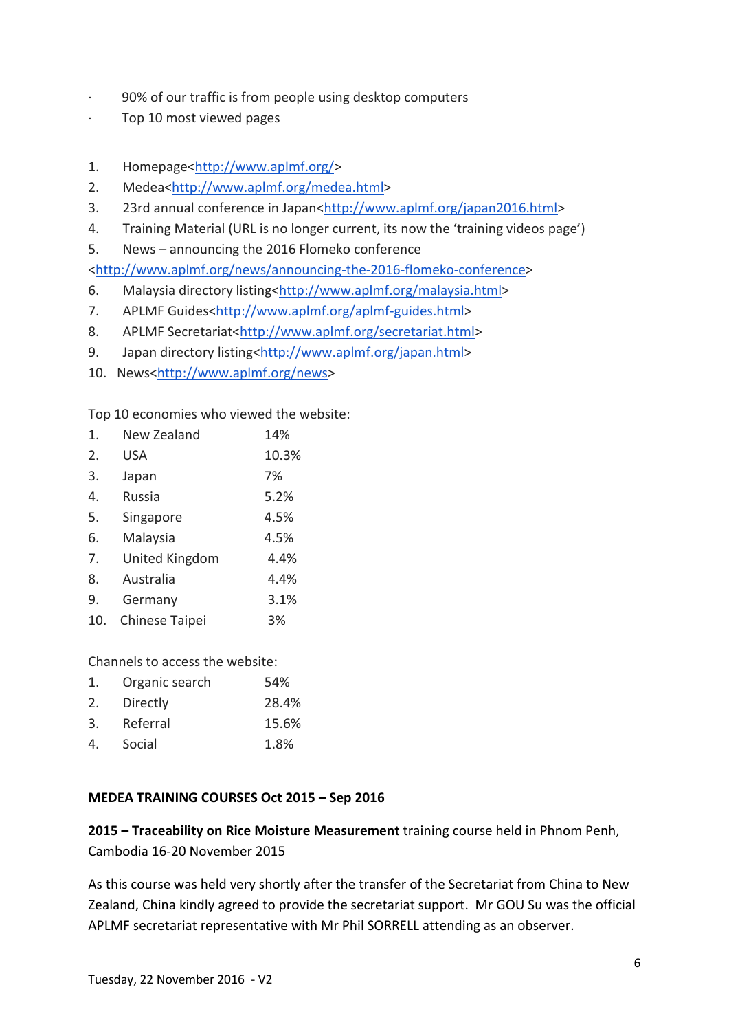- 90% of our traffic is from people using desktop computers
- Top 10 most viewed pages

1. Homepage<http://www.aplmf.org/>
2. Medea<http://www.aplmf.org/medea.html>
3. 23rd annual conference in Japan<http://www.aplmf.org/japan2016.html>
4. Training Material (URL is no longer current, its now the 'training videos page')
5. News – announcing the 2016 Flomeko conference <http://www.aplmf.org/news/announcing-the-2016-flomeko-conference>
6. Malaysia directory listing<http://www.aplmf.org/malaysia.html>
7. APLMF Guides<http://www.aplmf.org/aplmf-guides.html>
8. APLMF Secretariat<http://www.aplmf.org/secretariat.html>
9. Japan directory listing<http://www.aplmf.org/japan.html>
10. News<http://www.aplmf.org/news>

Top 10 economies who viewed the website:

| | | |
|---|---|---|
| 1. | New Zealand | 14% |
| 2. | USA | 10.3% |
| 3. | Japan | 7% |
| 4. | Russia | 5.2% |
| 5. | Singapore | 4.5% |
| 6. | Malaysia | 4.5% |
| 7. | United Kingdom | 4.4% |
| 8. | Australia | 4.4% |
| 9. | Germany | 3.1% |
| 10. | Chinese Taipei | 3% |

Channels to access the website:

| | | |
|---|---|---|
| 1. | Organic search | 54% |
| 2. | Directly | 28.4% |
| 3. | Referral | 15.6% |
| 4. | Social | 1.8% |

**MEDEA TRAINING COURSES Oct 2015 – Sep 2016**

**2015 – Traceability on Rice Moisture Measurement** training course held in Phnom Penh, Cambodia 16-20 November 2015

As this course was held very shortly after the transfer of the Secretariat from China to New Zealand, China kindly agreed to provide the secretariat support. Mr GOU Su was the official APLMF secretariat representative with Mr Phil SORRELL attending as an observer.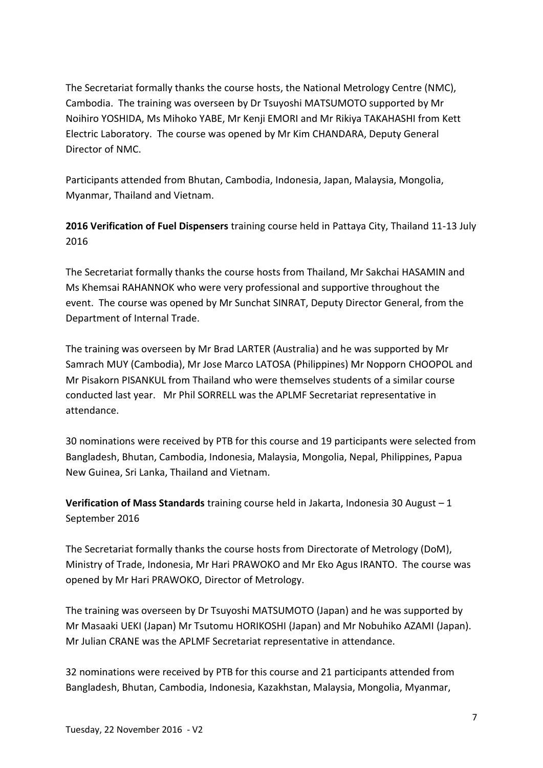The Secretariat formally thanks the course hosts, the National Metrology Centre (NMC), Cambodia. The training was overseen by Dr Tsuyoshi MATSUMOTO supported by Mr Noihiro YOSHIDA, Ms Mihoko YABE, Mr Kenji EMORI and Mr Rikiya TAKAHASHI from Kett Electric Laboratory. The course was opened by Mr Kim CHANDARA, Deputy General Director of NMC.

Participants attended from Bhutan, Cambodia, Indonesia, Japan, Malaysia, Mongolia, Myanmar, Thailand and Vietnam.

**2016 Verification of Fuel Dispensers** training course held in Pattaya City, Thailand 11-13 July 2016

The Secretariat formally thanks the course hosts from Thailand, Mr Sakchai HASAMIN and Ms Khemsai RAHANNOK who were very professional and supportive throughout the event. The course was opened by Mr Sunchat SINRAT, Deputy Director General, from the Department of Internal Trade.

The training was overseen by Mr Brad LARTER (Australia) and he was supported by Mr Samrach MUY (Cambodia), Mr Jose Marco LATOSA (Philippines) Mr Nopporn CHOOPOL and Mr Pisakorn PISANKUL from Thailand who were themselves students of a similar course conducted last year. Mr Phil SORRELL was the APLMF Secretariat representative in attendance.

30 nominations were received by PTB for this course and 19 participants were selected from Bangladesh, Bhutan, Cambodia, Indonesia, Malaysia, Mongolia, Nepal, Philippines, Papua New Guinea, Sri Lanka, Thailand and Vietnam.

**Verification of Mass Standards** training course held in Jakarta, Indonesia 30 August – 1 September 2016

The Secretariat formally thanks the course hosts from Directorate of Metrology (DoM), Ministry of Trade, Indonesia, Mr Hari PRAWOKO and Mr Eko Agus IRANTO. The course was opened by Mr Hari PRAWOKO, Director of Metrology.

The training was overseen by Dr Tsuyoshi MATSUMOTO (Japan) and he was supported by Mr Masaaki UEKI (Japan) Mr Tsutomu HORIKOSHI (Japan) and Mr Nobuhiko AZAMI (Japan). Mr Julian CRANE was the APLMF Secretariat representative in attendance.

32 nominations were received by PTB for this course and 21 participants attended from Bangladesh, Bhutan, Cambodia, Indonesia, Kazakhstan, Malaysia, Mongolia, Myanmar,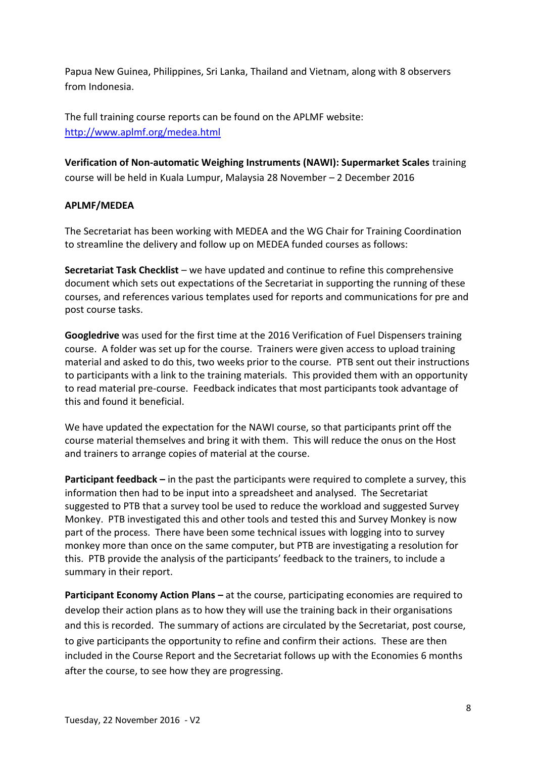Papua New Guinea, Philippines, Sri Lanka, Thailand and Vietnam, along with 8 observers from Indonesia.

The full training course reports can be found on the APLMF website: http://www.aplmf.org/medea.html

**Verification of Non-automatic Weighing Instruments (NAWI): Supermarket Scales** training course will be held in Kuala Lumpur, Malaysia 28 November – 2 December 2016

**APLMF/MEDEA**

The Secretariat has been working with MEDEA and the WG Chair for Training Coordination to streamline the delivery and follow up on MEDEA funded courses as follows:

**Secretariat Task Checklist** – we have updated and continue to refine this comprehensive document which sets out expectations of the Secretariat in supporting the running of these courses, and references various templates used for reports and communications for pre and post course tasks.

**Googledrive** was used for the first time at the 2016 Verification of Fuel Dispensers training course. A folder was set up for the course. Trainers were given access to upload training material and asked to do this, two weeks prior to the course. PTB sent out their instructions to participants with a link to the training materials. This provided them with an opportunity to read material pre-course. Feedback indicates that most participants took advantage of this and found it beneficial.

We have updated the expectation for the NAWI course, so that participants print off the course material themselves and bring it with them. This will reduce the onus on the Host and trainers to arrange copies of material at the course.

**Participant feedback –** in the past the participants were required to complete a survey, this information then had to be input into a spreadsheet and analysed. The Secretariat suggested to PTB that a survey tool be used to reduce the workload and suggested Survey Monkey. PTB investigated this and other tools and tested this and Survey Monkey is now part of the process. There have been some technical issues with logging into to survey monkey more than once on the same computer, but PTB are investigating a resolution for this. PTB provide the analysis of the participants' feedback to the trainers, to include a summary in their report.

**Participant Economy Action Plans –** at the course, participating economies are required to develop their action plans as to how they will use the training back in their organisations and this is recorded. The summary of actions are circulated by the Secretariat, post course, to give participants the opportunity to refine and confirm their actions. These are then included in the Course Report and the Secretariat follows up with the Economies 6 months after the course, to see how they are progressing.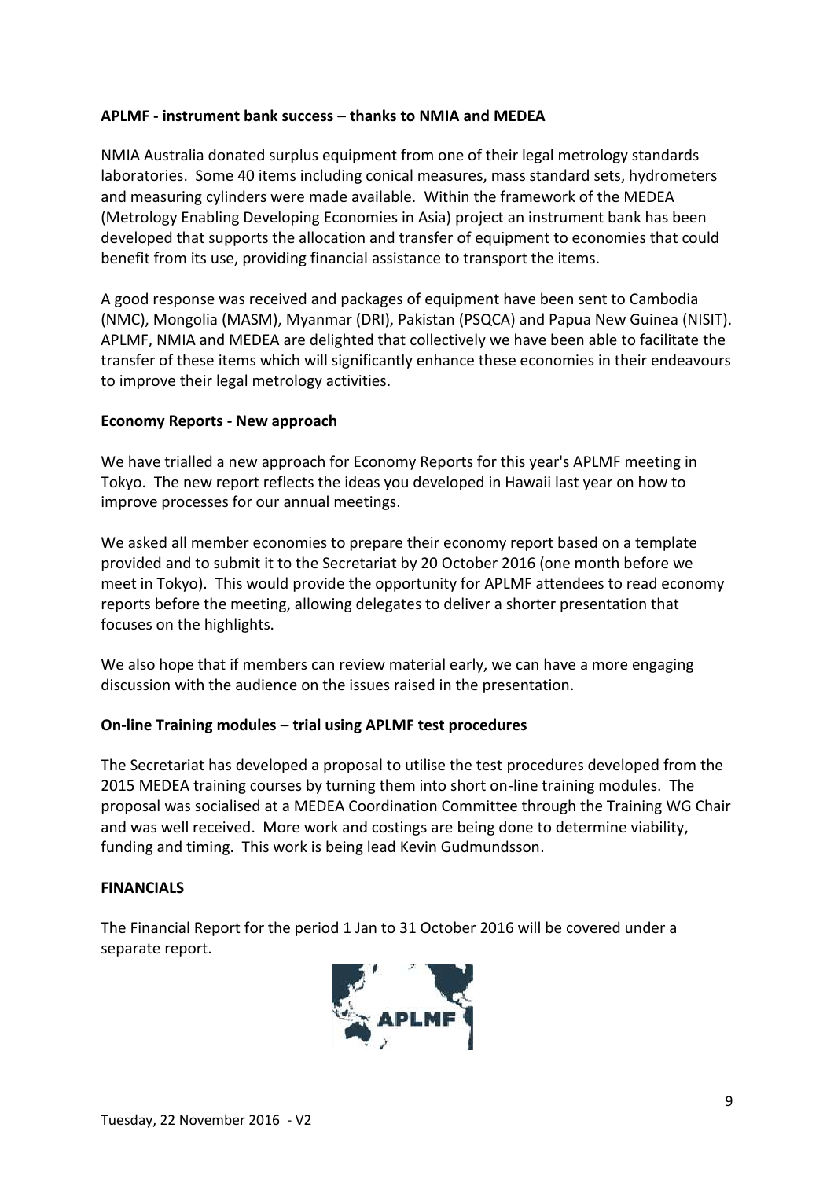**APLMF - instrument bank success – thanks to NMIA and MEDEA**

NMIA Australia donated surplus equipment from one of their legal metrology standards laboratories. Some 40 items including conical measures, mass standard sets, hydrometers and measuring cylinders were made available. Within the framework of the MEDEA (Metrology Enabling Developing Economies in Asia) project an instrument bank has been developed that supports the allocation and transfer of equipment to economies that could benefit from its use, providing financial assistance to transport the items.

A good response was received and packages of equipment have been sent to Cambodia (NMC), Mongolia (MASM), Myanmar (DRI), Pakistan (PSQCA) and Papua New Guinea (NISIT). APLMF, NMIA and MEDEA are delighted that collectively we have been able to facilitate the transfer of these items which will significantly enhance these economies in their endeavours to improve their legal metrology activities.

**Economy Reports - New approach**

We have trialled a new approach for Economy Reports for this year's APLMF meeting in Tokyo. The new report reflects the ideas you developed in Hawaii last year on how to improve processes for our annual meetings.

We asked all member economies to prepare their economy report based on a template provided and to submit it to the Secretariat by 20 October 2016 (one month before we meet in Tokyo). This would provide the opportunity for APLMF attendees to read economy reports before the meeting, allowing delegates to deliver a shorter presentation that focuses on the highlights.

We also hope that if members can review material early, we can have a more engaging discussion with the audience on the issues raised in the presentation.

**On-line Training modules – trial using APLMF test procedures**

The Secretariat has developed a proposal to utilise the test procedures developed from the 2015 MEDEA training courses by turning them into short on-line training modules. The proposal was socialised at a MEDEA Coordination Committee through the Training WG Chair and was well received. More work and costings are being done to determine viability, funding and timing. This work is being lead Kevin Gudmundsson.

**FINANCIALS**

The Financial Report for the period 1 Jan to 31 October 2016 will be covered under a separate report.

APLMF

Tuesday, 22 November 2016 - V2